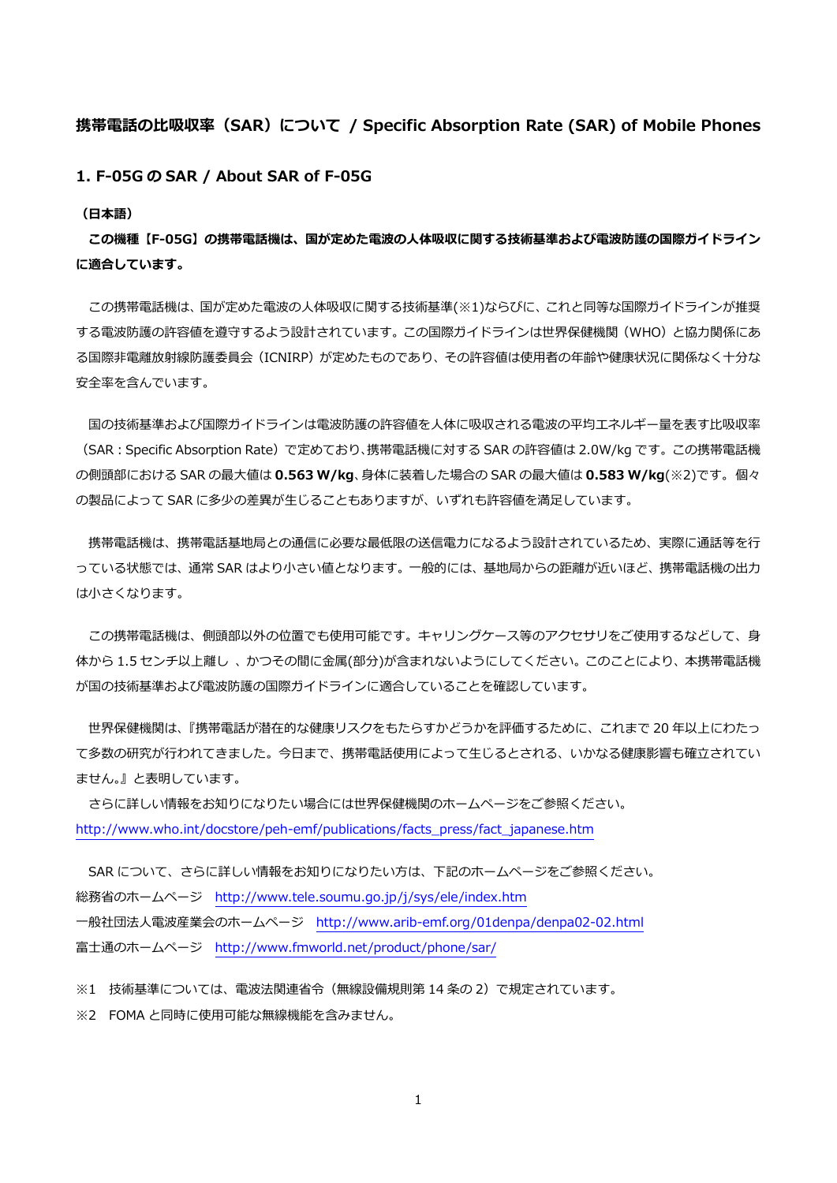# 携帯電話の比吸収率（SAR）について / Specific Absorption Rate (SAR) of Mobile Phones

## 1. F-05G の SAR / About SAR of F-05G

（日本語）

**この機種【F-05G】の携帯電話機は、国が定めた電波の人体吸収に関する技術基準および電波防護の国際ガイドラインに適合しています。**

この携帯電話機は、国が定めた電波の人体吸収に関する技術基準(※1)ならびに、これと同等な国際ガイドラインが推奨する電波防護の許容値を遵守するよう設計されています。この国際ガイドラインは世界保健機関（WHO）と協力関係にある国際非電離放射線防護委員会（ICNIRP）が定めたものであり、その許容値は使用者の年齢や健康状況に関係なく十分な安全率を含んでいます。

国の技術基準および国際ガイドラインは電波防護の許容値を人体に吸収される電波の平均エネルギー量を表す比吸収率（SAR：Specific Absorption Rate）で定めており、携帯電話機に対する SAR の許容値は 2.0W/kg です。この携帯電話機の側頭部における SAR の最大値は **0.563 W/kg**、身体に装着した場合の SAR の最大値は **0.583 W/kg**(※2)です。個々の製品によって SAR に多少の差異が生じることもありますが、いずれも許容値を満足しています。

携帯電話機は、携帯電話基地局との通信に必要な最低限の送信電力になるよう設計されているため、実際に通話等を行っている状態では、通常 SAR はより小さい値となります。一般的には、基地局からの距離が近いほど、携帯電話機の出力は小さくなります。

この携帯電話機は、側頭部以外の位置でも使用可能です。キャリングケース等のアクセサリをご使用するなどして、身体から 1.5 センチ以上離し 、かつその間に金属(部分)が含まれないようにしてください。このことにより、本携帯電話機が国の技術基準および電波防護の国際ガイドラインに適合していることを確認しています。

世界保健機関は、『携帯電話が潜在的な健康リスクをもたらすかどうかを評価するために、これまで 20 年以上にわたって多数の研究が行われてきました。今日まで、携帯電話使用によって生じるとされる、いかなる健康影響も確立されていません。』と表明しています。

さらに詳しい情報をお知りになりたい場合には世界保健機関のホームページをご参照ください。
http://www.who.int/docstore/peh-emf/publications/facts_press/fact_japanese.htm

SAR について、さらに詳しい情報をお知りになりたい方は、下記のホームページをご参照ください。
総務省のホームページ　http://www.tele.soumu.go.jp/j/sys/ele/index.htm
一般社団法人電波産業会のホームページ　http://www.arib-emf.org/01denpa/denpa02-02.html
富士通のホームページ　http://www.fmworld.net/product/phone/sar/

※1　技術基準については、電波法関連省令（無線設備規則第 14 条の 2）で規定されています。
※2　FOMA と同時に使用可能な無線機能を含みません。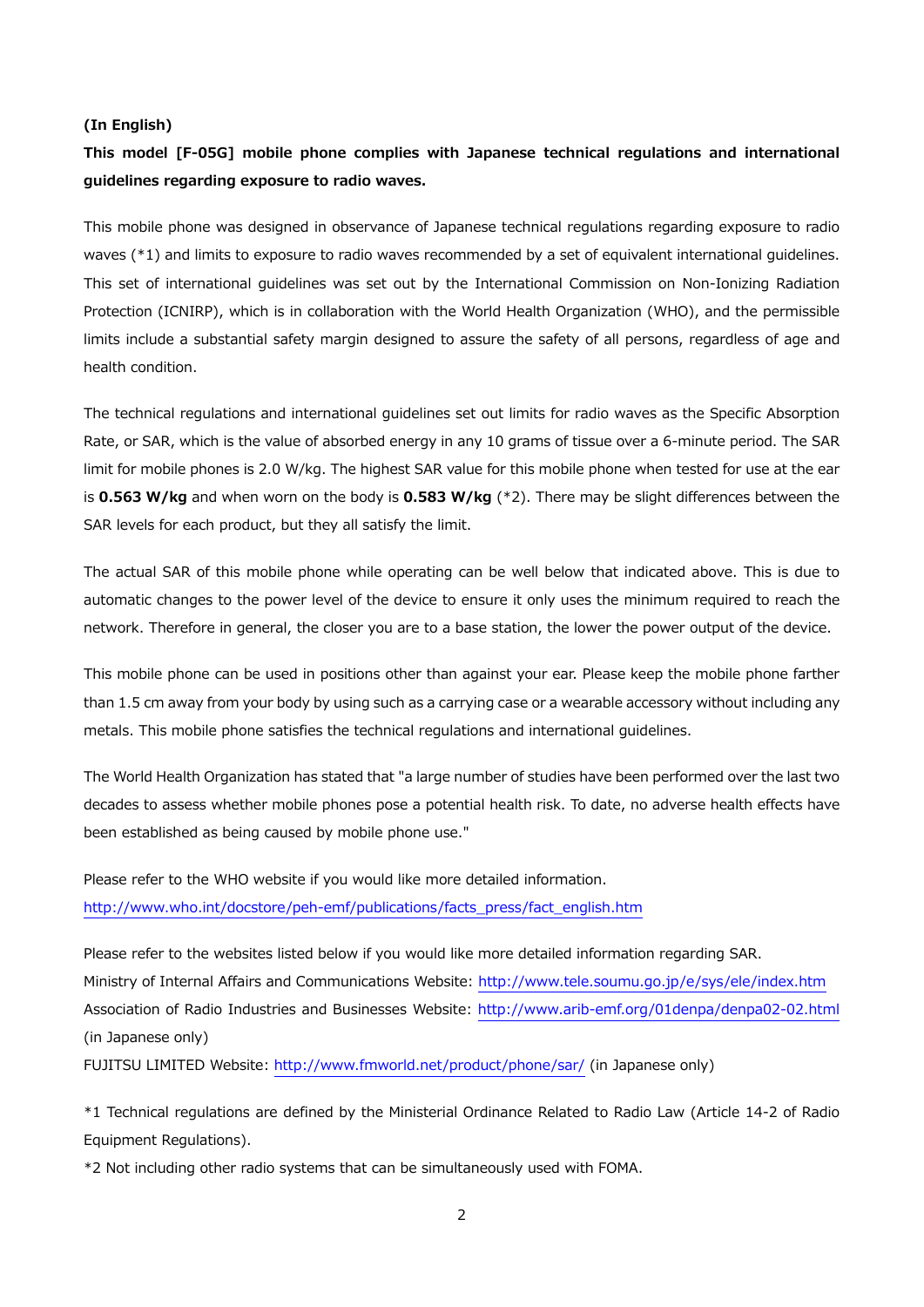**(In English)**

**This model [F-05G] mobile phone complies with Japanese technical regulations and international guidelines regarding exposure to radio waves.**

This mobile phone was designed in observance of Japanese technical regulations regarding exposure to radio waves (*1) and limits to exposure to radio waves recommended by a set of equivalent international guidelines. This set of international guidelines was set out by the International Commission on Non-Ionizing Radiation Protection (ICNIRP), which is in collaboration with the World Health Organization (WHO), and the permissible limits include a substantial safety margin designed to assure the safety of all persons, regardless of age and health condition.

The technical regulations and international guidelines set out limits for radio waves as the Specific Absorption Rate, or SAR, which is the value of absorbed energy in any 10 grams of tissue over a 6-minute period. The SAR limit for mobile phones is 2.0 W/kg. The highest SAR value for this mobile phone when tested for use at the ear is **0.563 W/kg** and when worn on the body is **0.583 W/kg** (*2). There may be slight differences between the SAR levels for each product, but they all satisfy the limit.

The actual SAR of this mobile phone while operating can be well below that indicated above. This is due to automatic changes to the power level of the device to ensure it only uses the minimum required to reach the network. Therefore in general, the closer you are to a base station, the lower the power output of the device.

This mobile phone can be used in positions other than against your ear. Please keep the mobile phone farther than 1.5 cm away from your body by using such as a carrying case or a wearable accessory without including any metals. This mobile phone satisfies the technical regulations and international guidelines.

The World Health Organization has stated that "a large number of studies have been performed over the last two decades to assess whether mobile phones pose a potential health risk. To date, no adverse health effects have been established as being caused by mobile phone use."

Please refer to the WHO website if you would like more detailed information.
http://www.who.int/docstore/peh-emf/publications/facts_press/fact_english.htm

Please refer to the websites listed below if you would like more detailed information regarding SAR.
Ministry of Internal Affairs and Communications Website: http://www.tele.soumu.go.jp/e/sys/ele/index.htm
Association of Radio Industries and Businesses Website: http://www.arib-emf.org/01denpa/denpa02-02.html (in Japanese only)
FUJITSU LIMITED Website: http://www.fmworld.net/product/phone/sar/ (in Japanese only)

*1 Technical regulations are defined by the Ministerial Ordinance Related to Radio Law (Article 14-2 of Radio Equipment Regulations).

*2 Not including other radio systems that can be simultaneously used with FOMA.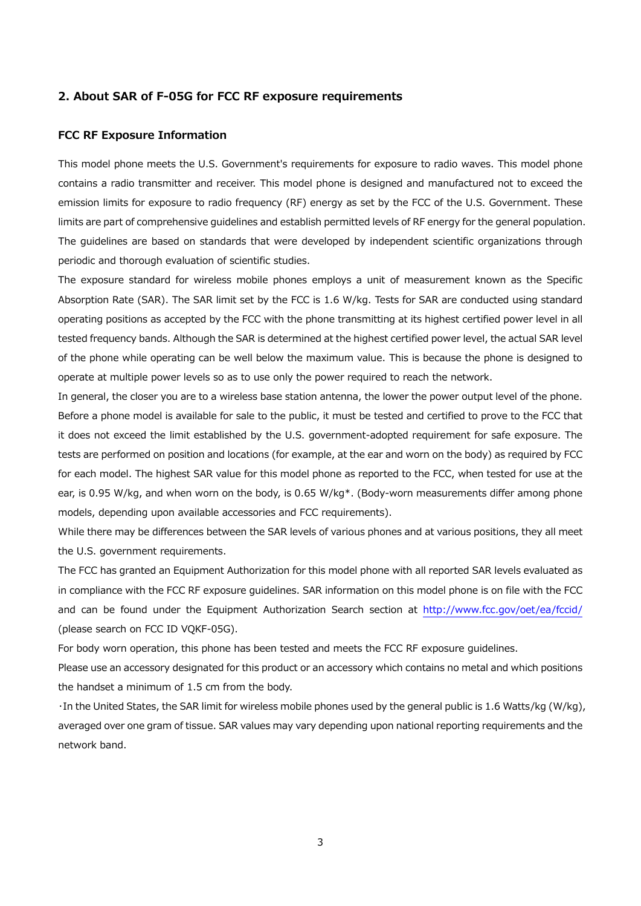## 2. About SAR of F-05G for FCC RF exposure requirements

### FCC RF Exposure Information

This model phone meets the U.S. Government's requirements for exposure to radio waves. This model phone contains a radio transmitter and receiver. This model phone is designed and manufactured not to exceed the emission limits for exposure to radio frequency (RF) energy as set by the FCC of the U.S. Government. These limits are part of comprehensive guidelines and establish permitted levels of RF energy for the general population. The guidelines are based on standards that were developed by independent scientific organizations through periodic and thorough evaluation of scientific studies.

The exposure standard for wireless mobile phones employs a unit of measurement known as the Specific Absorption Rate (SAR). The SAR limit set by the FCC is 1.6 W/kg. Tests for SAR are conducted using standard operating positions as accepted by the FCC with the phone transmitting at its highest certified power level in all tested frequency bands. Although the SAR is determined at the highest certified power level, the actual SAR level of the phone while operating can be well below the maximum value. This is because the phone is designed to operate at multiple power levels so as to use only the power required to reach the network.

In general, the closer you are to a wireless base station antenna, the lower the power output level of the phone. Before a phone model is available for sale to the public, it must be tested and certified to prove to the FCC that it does not exceed the limit established by the U.S. government-adopted requirement for safe exposure. The tests are performed on position and locations (for example, at the ear and worn on the body) as required by FCC for each model. The highest SAR value for this model phone as reported to the FCC, when tested for use at the ear, is 0.95 W/kg, and when worn on the body, is 0.65 W/kg*. (Body-worn measurements differ among phone models, depending upon available accessories and FCC requirements).

While there may be differences between the SAR levels of various phones and at various positions, they all meet the U.S. government requirements.

The FCC has granted an Equipment Authorization for this model phone with all reported SAR levels evaluated as in compliance with the FCC RF exposure guidelines. SAR information on this model phone is on file with the FCC and can be found under the Equipment Authorization Search section at http://www.fcc.gov/oet/ea/fccid/ (please search on FCC ID VQKF-05G).

For body worn operation, this phone has been tested and meets the FCC RF exposure guidelines.

Please use an accessory designated for this product or an accessory which contains no metal and which positions the handset a minimum of 1.5 cm from the body.

・In the United States, the SAR limit for wireless mobile phones used by the general public is 1.6 Watts/kg (W/kg), averaged over one gram of tissue. SAR values may vary depending upon national reporting requirements and the network band.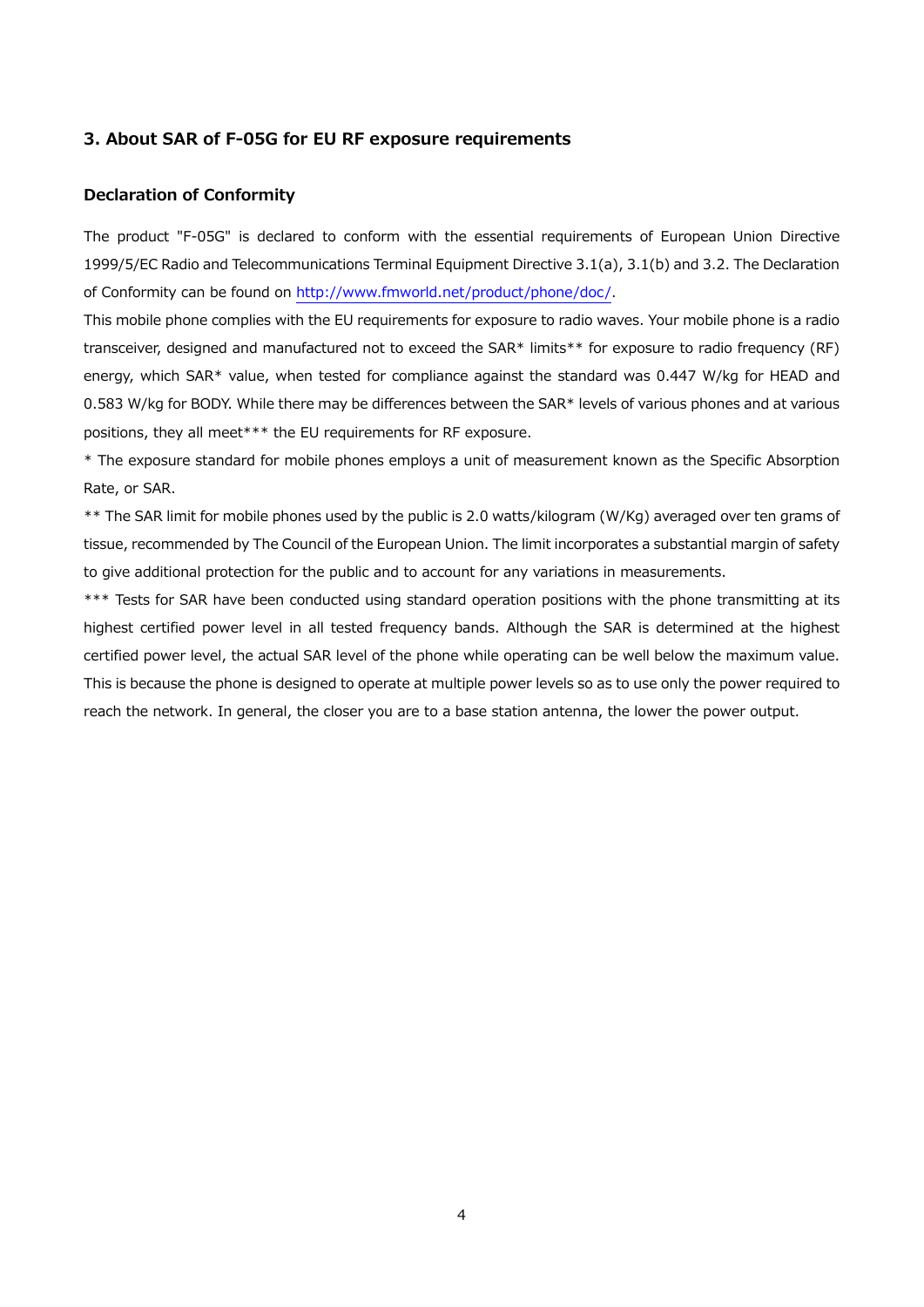## 3. About SAR of F-05G for EU RF exposure requirements

### Declaration of Conformity

The product "F-05G" is declared to conform with the essential requirements of European Union Directive 1999/5/EC Radio and Telecommunications Terminal Equipment Directive 3.1(a), 3.1(b) and 3.2. The Declaration of Conformity can be found on http://www.fmworld.net/product/phone/doc/.

This mobile phone complies with the EU requirements for exposure to radio waves. Your mobile phone is a radio transceiver, designed and manufactured not to exceed the SAR* limits** for exposure to radio frequency (RF) energy, which SAR* value, when tested for compliance against the standard was 0.447 W/kg for HEAD and 0.583 W/kg for BODY. While there may be differences between the SAR* levels of various phones and at various positions, they all meet*** the EU requirements for RF exposure.

* The exposure standard for mobile phones employs a unit of measurement known as the Specific Absorption Rate, or SAR.

** The SAR limit for mobile phones used by the public is 2.0 watts/kilogram (W/Kg) averaged over ten grams of tissue, recommended by The Council of the European Union. The limit incorporates a substantial margin of safety to give additional protection for the public and to account for any variations in measurements.

*** Tests for SAR have been conducted using standard operation positions with the phone transmitting at its highest certified power level in all tested frequency bands. Although the SAR is determined at the highest certified power level, the actual SAR level of the phone while operating can be well below the maximum value. This is because the phone is designed to operate at multiple power levels so as to use only the power required to reach the network. In general, the closer you are to a base station antenna, the lower the power output.